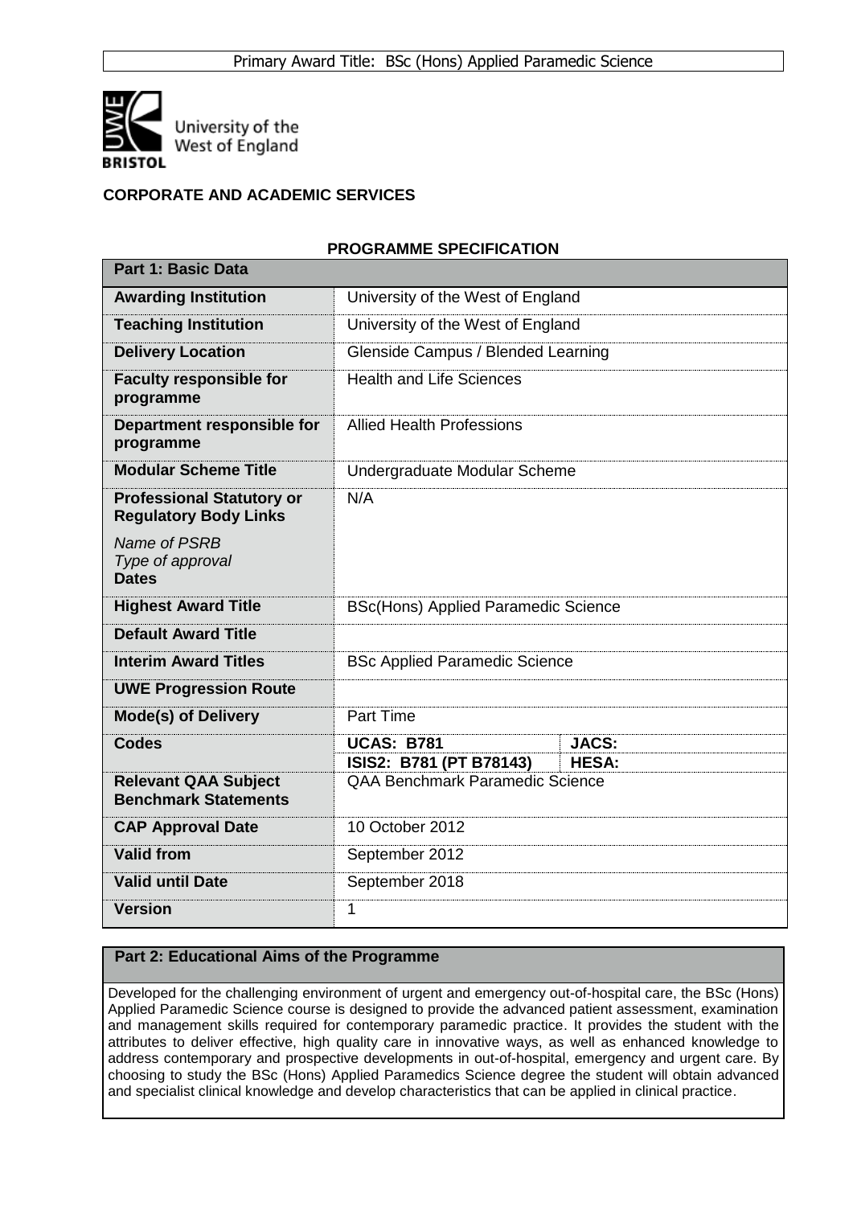Primary Award Title: BSc (Hons) Applied Paramedic Science

University of the West of England
BRISTOL

**CORPORATE AND ACADEMIC SERVICES**

## PROGRAMME SPECIFICATION

| **Part 1: Basic Data** | | |
|---|---|---|
| **Awarding Institution** | University of the West of England | |
| **Teaching Institution** | University of the West of England | |
| **Delivery Location** | Glenside Campus / Blended Learning | |
| **Faculty responsible for programme** | Health and Life Sciences | |
| **Department responsible for programme** | Allied Health Professions | |
| **Modular Scheme Title** | Undergraduate Modular Scheme | |
| **Professional Statutory or Regulatory Body Links**<br>*Name of PSRB*<br>*Type of approval*<br>**Dates** | N/A | |
| **Highest Award Title** | BSc(Hons) Applied Paramedic Science | |
| **Default Award Title** | | |
| **Interim Award Titles** | BSc Applied Paramedic Science | |
| **UWE Progression Route** | | |
| **Mode(s) of Delivery** | Part Time | |
| **Codes** | **UCAS: B781** | **JACS:** |
| | **ISIS2: B781 (PT B78143)** | **HESA:** |
| **Relevant QAA Subject Benchmark Statements** | QAA Benchmark Paramedic Science | |
| **CAP Approval Date** | 10 October 2012 | |
| **Valid from** | September 2012 | |
| **Valid until Date** | September 2018 | |
| **Version** | 1 | |

### Part 2: Educational Aims of the Programme

Developed for the challenging environment of urgent and emergency out-of-hospital care, the BSc (Hons) Applied Paramedic Science course is designed to provide the advanced patient assessment, examination and management skills required for contemporary paramedic practice. It provides the student with the attributes to deliver effective, high quality care in innovative ways, as well as enhanced knowledge to address contemporary and prospective developments in out-of-hospital, emergency and urgent care. By choosing to study the BSc (Hons) Applied Paramedics Science degree the student will obtain advanced and specialist clinical knowledge and develop characteristics that can be applied in clinical practice.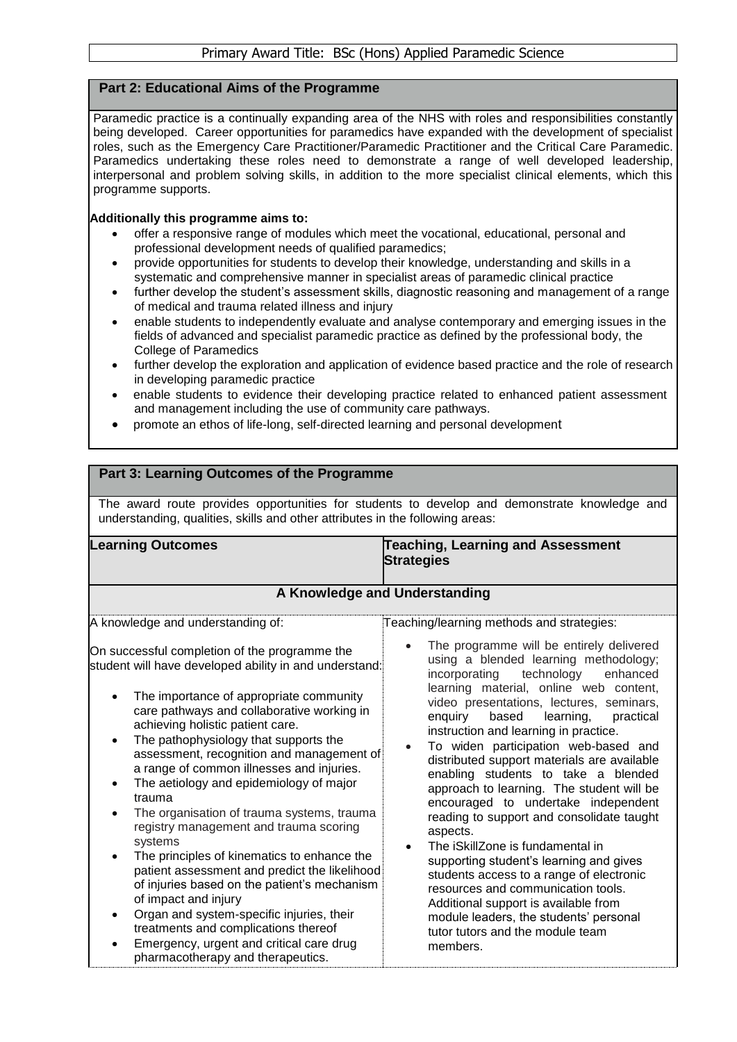Primary Award Title: BSc (Hons) Applied Paramedic Science

## Part 2: Educational Aims of the Programme

Paramedic practice is a continually expanding area of the NHS with roles and responsibilities constantly being developed. Career opportunities for paramedics have expanded with the development of specialist roles, such as the Emergency Care Practitioner/Paramedic Practitioner and the Critical Care Paramedic. Paramedics undertaking these roles need to demonstrate a range of well developed leadership, interpersonal and problem solving skills, in addition to the more specialist clinical elements, which this programme supports.

**Additionally this programme aims to:**

- offer a responsive range of modules which meet the vocational, educational, personal and professional development needs of qualified paramedics;
- provide opportunities for students to develop their knowledge, understanding and skills in a systematic and comprehensive manner in specialist areas of paramedic clinical practice
- further develop the student's assessment skills, diagnostic reasoning and management of a range of medical and trauma related illness and injury
- enable students to independently evaluate and analyse contemporary and emerging issues in the fields of advanced and specialist paramedic practice as defined by the professional body, the College of Paramedics
- further develop the exploration and application of evidence based practice and the role of research in developing paramedic practice
- enable students to evidence their developing practice related to enhanced patient assessment and management including the use of community care pathways.
- promote an ethos of life-long, self-directed learning and personal development

## Part 3: Learning Outcomes of the Programme

The award route provides opportunities for students to develop and demonstrate knowledge and understanding, qualities, skills and other attributes in the following areas:

| Learning Outcomes | Teaching, Learning and Assessment Strategies |
|---|---|
| **A Knowledge and Understanding** | |
| A knowledge and understanding of:<br><br>On successful completion of the programme the student will have developed ability in and understand:<br><br>• The importance of appropriate community care pathways and collaborative working in achieving holistic patient care.<br>• The pathophysiology that supports the assessment, recognition and management of a range of common illnesses and injuries.<br>• The aetiology and epidemiology of major trauma<br>• The organisation of trauma systems, trauma registry management and trauma scoring systems<br>• The principles of kinematics to enhance the patient assessment and predict the likelihood of injuries based on the patient's mechanism of impact and injury<br>• Organ and system-specific injuries, their treatments and complications thereof<br>• Emergency, urgent and critical care drug pharmacotherapy and therapeutics. | Teaching/learning methods and strategies:<br><br>• The programme will be entirely delivered using a blended learning methodology; incorporating technology enhanced learning material, online web content, video presentations, lectures, seminars, enquiry based learning, practical instruction and learning in practice.<br>• To widen participation web-based and distributed support materials are available enabling students to take a blended approach to learning. The student will be encouraged to undertake independent reading to support and consolidate taught aspects.<br>• The iSkillZone is fundamental in supporting student's learning and gives students access to a range of electronic resources and communication tools. Additional support is available from module leaders, the students' personal tutor tutors and the module team members. |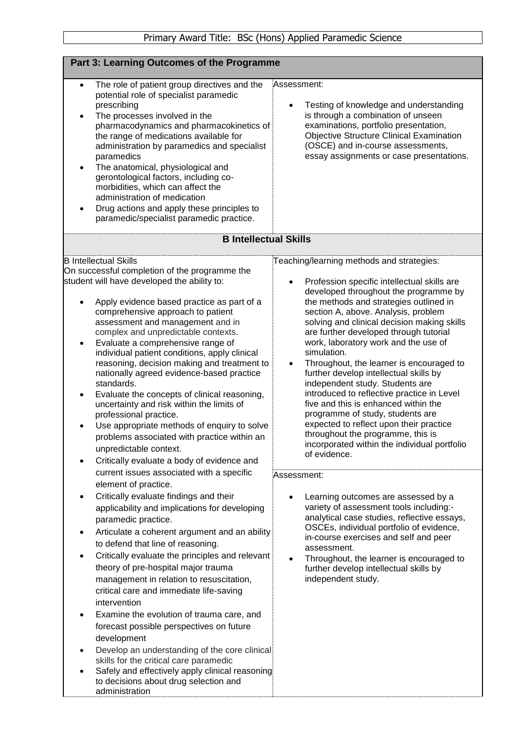Primary Award Title: BSc (Hons) Applied Paramedic Science

## Part 3: Learning Outcomes of the Programme

| | |
|---|---|
| • The role of patient group directives and the potential role of specialist paramedic prescribing<br>• The processes involved in the pharmacodynamics and pharmacokinetics of the range of medications available for administration by paramedics and specialist paramedics<br>• The anatomical, physiological and gerontological factors, including co-morbidities, which can affect the administration of medication<br>• Drug actions and apply these principles to paramedic/specialist paramedic practice. | Assessment:<br><br>• Testing of knowledge and understanding is through a combination of unseen examinations, portfolio presentation, Objective Structure Clinical Examination (OSCE) and in-course assessments, essay assignments or case presentations. |

### B Intellectual Skills

| | |
|---|---|
| B Intellectual Skills<br>On successful completion of the programme the student will have developed the ability to:<br><br>• Apply evidence based practice as part of a comprehensive approach to patient assessment and management and in complex and unpredictable contexts.<br>• Evaluate a comprehensive range of individual patient conditions, apply clinical reasoning, decision making and treatment to nationally agreed evidence-based practice standards.<br>• Evaluate the concepts of clinical reasoning, uncertainty and risk within the limits of professional practice.<br>• Use appropriate methods of enquiry to solve problems associated with practice within an unpredictable context.<br>• Critically evaluate a body of evidence and current issues associated with a specific element of practice.<br>• Critically evaluate findings and their applicability and implications for developing paramedic practice.<br>• Articulate a coherent argument and an ability to defend that line of reasoning.<br>• Critically evaluate the principles and relevant theory of pre-hospital major trauma management in relation to resuscitation, critical care and immediate life-saving intervention<br>• Examine the evolution of trauma care, and forecast possible perspectives on future development<br>• Develop an understanding of the core clinical skills for the critical care paramedic<br>• Safely and effectively apply clinical reasoning to decisions about drug selection and administration | Teaching/learning methods and strategies:<br><br>• Profession specific intellectual skills are developed throughout the programme by the methods and strategies outlined in section A, above. Analysis, problem solving and clinical decision making skills are further developed through tutorial work, laboratory work and the use of simulation.<br>• Throughout, the learner is encouraged to further develop intellectual skills by independent study. Students are introduced to reflective practice in Level five and this is enhanced within the programme of study, students are expected to reflect upon their practice throughout the programme, this is incorporated within the individual portfolio of evidence.<br><br>Assessment:<br><br>• Learning outcomes are assessed by a variety of assessment tools including:- analytical case studies, reflective essays, OSCEs, individual portfolio of evidence, in-course exercises and self and peer assessment.<br>• Throughout, the learner is encouraged to further develop intellectual skills by independent study. |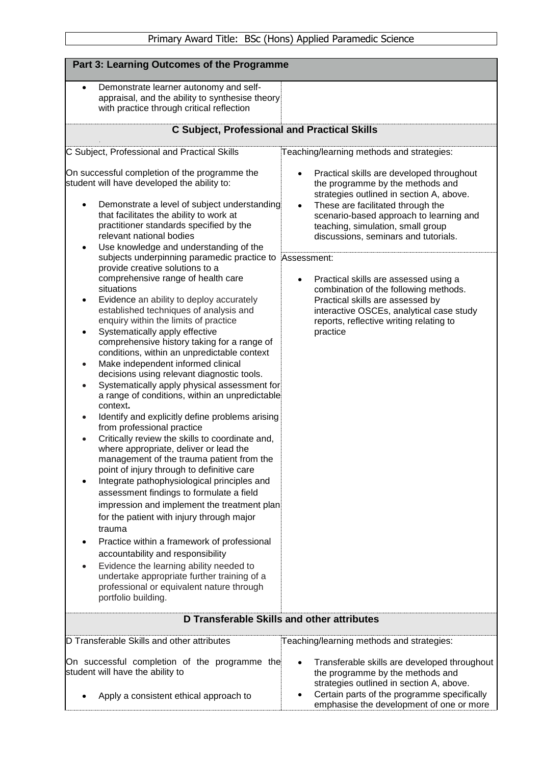Primary Award Title: BSc (Hons) Applied Paramedic Science

## Part 3: Learning Outcomes of the Programme

- Demonstrate learner autonomy and self-appraisal, and the ability to synthesise theory with practice through critical reflection

### C Subject, Professional and Practical Skills

| C Subject, Professional and Practical Skills | Teaching/learning methods and strategies: |
|---|---|
| On successful completion of the programme the student will have developed the ability to:<br><br>• Demonstrate a level of subject understanding that facilitates the ability to work at practitioner standards specified by the relevant national bodies<br>• Use knowledge and understanding of the subjects underpinning paramedic practice to provide creative solutions to a comprehensive range of health care situations<br>• Evidence an ability to deploy accurately established techniques of analysis and enquiry within the limits of practice<br>• Systematically apply effective comprehensive history taking for a range of conditions, within an unpredictable context<br>• Make independent informed clinical decisions using relevant diagnostic tools.<br>• Systematically apply physical assessment for a range of conditions, within an unpredictable context.<br>• Identify and explicitly define problems arising from professional practice<br>• Critically review the skills to coordinate and, where appropriate, deliver or lead the management of the trauma patient from the point of injury through to definitive care<br>• Integrate pathophysiological principles and assessment findings to formulate a field impression and implement the treatment plan for the patient with injury through major trauma<br>• Practice within a framework of professional accountability and responsibility<br>• Evidence the learning ability needed to undertake appropriate further training of a professional or equivalent nature through portfolio building. | • Practical skills are developed throughout the programme by the methods and strategies outlined in section A, above.<br>• These are facilitated through the scenario-based approach to learning and teaching, simulation, small group discussions, seminars and tutorials.<br><br>Assessment:<br><br>• Practical skills are assessed using a combination of the following methods. Practical skills are assessed by interactive OSCEs, analytical case study reports, reflective writing relating to practice |

### D Transferable Skills and other attributes

| D Transferable Skills and other attributes | Teaching/learning methods and strategies: |
|---|---|
| On successful completion of the programme the student will have the ability to<br><br>• Apply a consistent ethical approach to | • Transferable skills are developed throughout the programme by the methods and strategies outlined in section A, above.<br>• Certain parts of the programme specifically emphasise the development of one or more |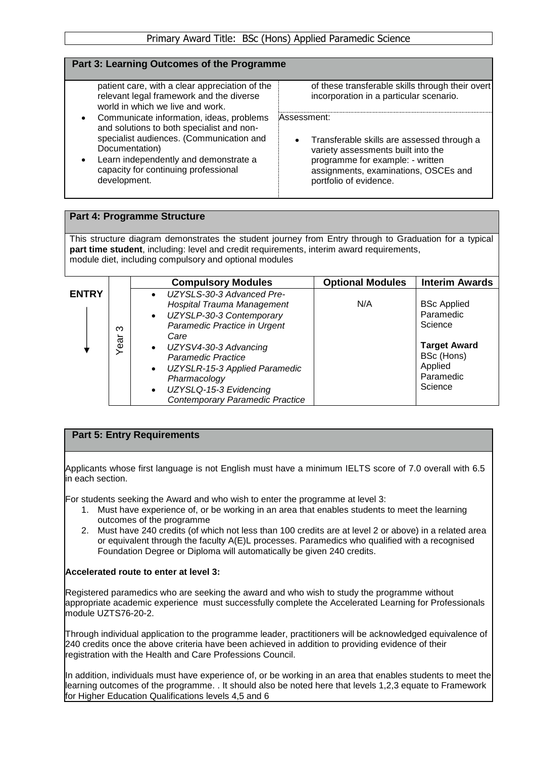Primary Award Title: BSc (Hons) Applied Paramedic Science

## Part 3: Learning Outcomes of the Programme

| | |
|---|---|
| patient care, with a clear appreciation of the relevant legal framework and the diverse world in which we live and work.<br>• Communicate information, ideas, problems and solutions to both specialist and non-specialist audiences. (Communication and Documentation)<br>• Learn independently and demonstrate a capacity for continuing professional development. | of these transferable skills through their overt incorporation in a particular scenario.<br><br>Assessment:<br>• Transferable skills are assessed through a variety assessments built into the programme for example: - written assignments, examinations, OSCEs and portfolio of evidence. |

## Part 4: Programme Structure

This structure diagram demonstrates the student journey from Entry through to Graduation for a typical **part time student**, including: level and credit requirements, interim award requirements, module diet, including compulsory and optional modules

| | | Compulsory Modules | Optional Modules | Interim Awards |
|---|---|---|---|---|
| **ENTRY** ↓ | Year 3 | • *UZYSLS-30-3 Advanced Pre-Hospital Trauma Management*<br>• *UZYSLP-30-3 Contemporary Paramedic Practice in Urgent Care*<br>• *UZYSV4-30-3 Advancing Paramedic Practice*<br>• *UZYSLR-15-3 Applied Paramedic Pharmacology*<br>• *UZYSLQ-15-3 Evidencing Contemporary Paramedic Practice* | N/A | BSc Applied Paramedic Science<br><br>**Target Award**<br>BSc (Hons) Applied Paramedic Science |

## Part 5: Entry Requirements

Applicants whose first language is not English must have a minimum IELTS score of 7.0 overall with 6.5 in each section.

For students seeking the Award and who wish to enter the programme at level 3:

1. Must have experience of, or be working in an area that enables students to meet the learning outcomes of the programme
2. Must have 240 credits (of which not less than 100 credits are at level 2 or above) in a related area or equivalent through the faculty A(E)L processes. Paramedics who qualified with a recognised Foundation Degree or Diploma will automatically be given 240 credits.

**Accelerated route to enter at level 3:**

Registered paramedics who are seeking the award and who wish to study the programme without appropriate academic experience must successfully complete the Accelerated Learning for Professionals module UZTS76-20-2.

Through individual application to the programme leader, practitioners will be acknowledged equivalence of 240 credits once the above criteria have been achieved in addition to providing evidence of their registration with the Health and Care Professions Council.

In addition, individuals must have experience of, or be working in an area that enables students to meet the learning outcomes of the programme. . It should also be noted here that levels 1,2,3 equate to Framework for Higher Education Qualifications levels 4,5 and 6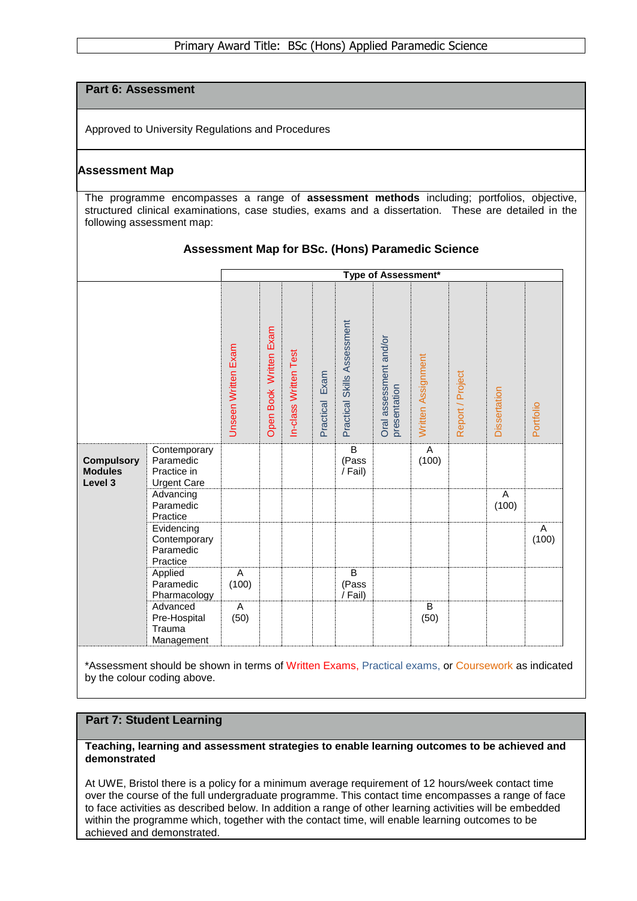Primary Award Title: BSc (Hons) Applied Paramedic Science

## Part 6: Assessment

Approved to University Regulations and Procedures

### Assessment Map

The programme encompasses a range of **assessment methods** including; portfolios, objective, structured clinical examinations, case studies, exams and a dissertation. These are detailed in the following assessment map:

**Assessment Map for BSc. (Hons) Paramedic Science**

| | | Type of Assessment* | | | | | | | | | |
|---|---|---|---|---|---|---|---|---|---|---|---|
| | | Unseen Written Exam | Open Book Written Exam | In-class Written Test | Practical Exam | Practical Skills Assessment | Oral assessment and/or presentation | Written Assignment | Report / Project | Dissertation | Portfolio |
| **Compulsory Modules Level 3** | Contemporary Paramedic Practice in Urgent Care | | | | | B (Pass / Fail) | | A (100) | | | |
| | Advancing Paramedic Practice | | | | | | | | | A (100) | |
| | Evidencing Contemporary Paramedic Practice | | | | | | | | | | A (100) |
| | Applied Paramedic Pharmacology | A (100) | | | | B (Pass / Fail) | | | | | |
| | Advanced Pre-Hospital Trauma Management | A (50) | | | | | | B (50) | | | |

*Assessment should be shown in terms of Written Exams, Practical exams, or Coursework as indicated by the colour coding above.

## Part 7: Student Learning

**Teaching, learning and assessment strategies to enable learning outcomes to be achieved and demonstrated**

At UWE, Bristol there is a policy for a minimum average requirement of 12 hours/week contact time over the course of the full undergraduate programme. This contact time encompasses a range of face to face activities as described below. In addition a range of other learning activities will be embedded within the programme which, together with the contact time, will enable learning outcomes to be achieved and demonstrated.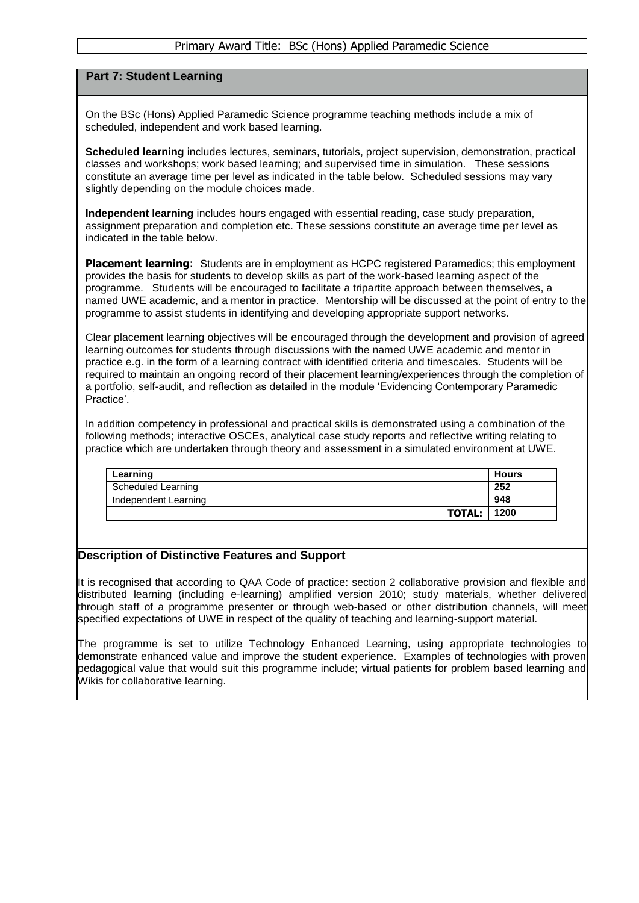Primary Award Title: BSc (Hons) Applied Paramedic Science

## Part 7: Student Learning

On the BSc (Hons) Applied Paramedic Science programme teaching methods include a mix of scheduled, independent and work based learning.

**Scheduled learning** includes lectures, seminars, tutorials, project supervision, demonstration, practical classes and workshops; work based learning; and supervised time in simulation. These sessions constitute an average time per level as indicated in the table below. Scheduled sessions may vary slightly depending on the module choices made.

**Independent learning** includes hours engaged with essential reading, case study preparation, assignment preparation and completion etc. These sessions constitute an average time per level as indicated in the table below.

**Placement learning**: Students are in employment as HCPC registered Paramedics; this employment provides the basis for students to develop skills as part of the work-based learning aspect of the programme. Students will be encouraged to facilitate a tripartite approach between themselves, a named UWE academic, and a mentor in practice. Mentorship will be discussed at the point of entry to the programme to assist students in identifying and developing appropriate support networks.

Clear placement learning objectives will be encouraged through the development and provision of agreed learning outcomes for students through discussions with the named UWE academic and mentor in practice e.g. in the form of a learning contract with identified criteria and timescales. Students will be required to maintain an ongoing record of their placement learning/experiences through the completion of a portfolio, self-audit, and reflection as detailed in the module 'Evidencing Contemporary Paramedic Practice'.

In addition competency in professional and practical skills is demonstrated using a combination of the following methods; interactive OSCEs, analytical case study reports and reflective writing relating to practice which are undertaken through theory and assessment in a simulated environment at UWE.

| Learning | Hours |
|---|---|
| Scheduled Learning | 252 |
| Independent Learning | 948 |
| **TOTAL:** | **1200** |

## Description of Distinctive Features and Support

It is recognised that according to QAA Code of practice: section 2 collaborative provision and flexible and distributed learning (including e-learning) amplified version 2010; study materials, whether delivered through staff of a programme presenter or through web-based or other distribution channels, will meet specified expectations of UWE in respect of the quality of teaching and learning-support material.

The programme is set to utilize Technology Enhanced Learning, using appropriate technologies to demonstrate enhanced value and improve the student experience. Examples of technologies with proven pedagogical value that would suit this programme include; virtual patients for problem based learning and Wikis for collaborative learning.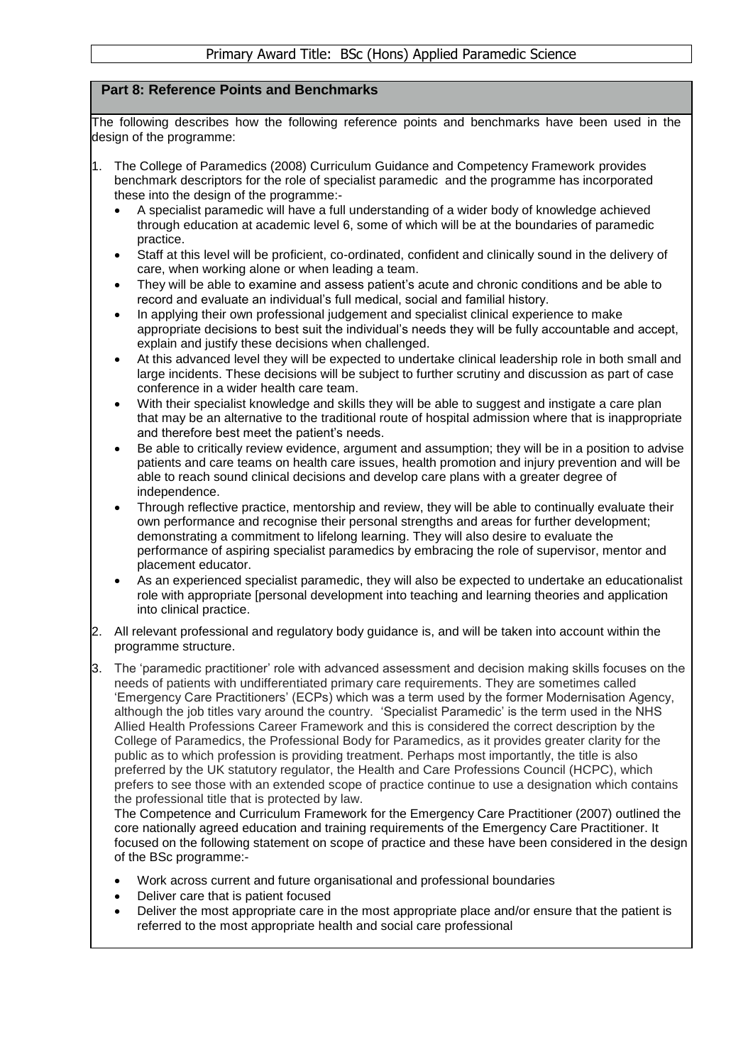Primary Award Title: BSc (Hons) Applied Paramedic Science

## Part 8: Reference Points and Benchmarks

The following describes how the following reference points and benchmarks have been used in the design of the programme:

1. The College of Paramedics (2008) Curriculum Guidance and Competency Framework provides benchmark descriptors for the role of specialist paramedic and the programme has incorporated these into the design of the programme:-
   - A specialist paramedic will have a full understanding of a wider body of knowledge achieved through education at academic level 6, some of which will be at the boundaries of paramedic practice.
   - Staff at this level will be proficient, co-ordinated, confident and clinically sound in the delivery of care, when working alone or when leading a team.
   - They will be able to examine and assess patient's acute and chronic conditions and be able to record and evaluate an individual's full medical, social and familial history.
   - In applying their own professional judgement and specialist clinical experience to make appropriate decisions to best suit the individual's needs they will be fully accountable and accept, explain and justify these decisions when challenged.
   - At this advanced level they will be expected to undertake clinical leadership role in both small and large incidents. These decisions will be subject to further scrutiny and discussion as part of case conference in a wider health care team.
   - With their specialist knowledge and skills they will be able to suggest and instigate a care plan that may be an alternative to the traditional route of hospital admission where that is inappropriate and therefore best meet the patient's needs.
   - Be able to critically review evidence, argument and assumption; they will be in a position to advise patients and care teams on health care issues, health promotion and injury prevention and will be able to reach sound clinical decisions and develop care plans with a greater degree of independence.
   - Through reflective practice, mentorship and review, they will be able to continually evaluate their own performance and recognise their personal strengths and areas for further development; demonstrating a commitment to lifelong learning. They will also desire to evaluate the performance of aspiring specialist paramedics by embracing the role of supervisor, mentor and placement educator.
   - As an experienced specialist paramedic, they will also be expected to undertake an educationalist role with appropriate [personal development into teaching and learning theories and application into clinical practice.
2. All relevant professional and regulatory body guidance is, and will be taken into account within the programme structure.
3. The 'paramedic practitioner' role with advanced assessment and decision making skills focuses on the needs of patients with undifferentiated primary care requirements. They are sometimes called 'Emergency Care Practitioners' (ECPs) which was a term used by the former Modernisation Agency, although the job titles vary around the country. 'Specialist Paramedic' is the term used in the NHS Allied Health Professions Career Framework and this is considered the correct description by the College of Paramedics, the Professional Body for Paramedics, as it provides greater clarity for the public as to which profession is providing treatment. Perhaps most importantly, the title is also preferred by the UK statutory regulator, the Health and Care Professions Council (HCPC), which prefers to see those with an extended scope of practice continue to use a designation which contains the professional title that is protected by law.

   The Competence and Curriculum Framework for the Emergency Care Practitioner (2007) outlined the core nationally agreed education and training requirements of the Emergency Care Practitioner. It focused on the following statement on scope of practice and these have been considered in the design of the BSc programme:-

   - Work across current and future organisational and professional boundaries
   - Deliver care that is patient focused
   - Deliver the most appropriate care in the most appropriate place and/or ensure that the patient is referred to the most appropriate health and social care professional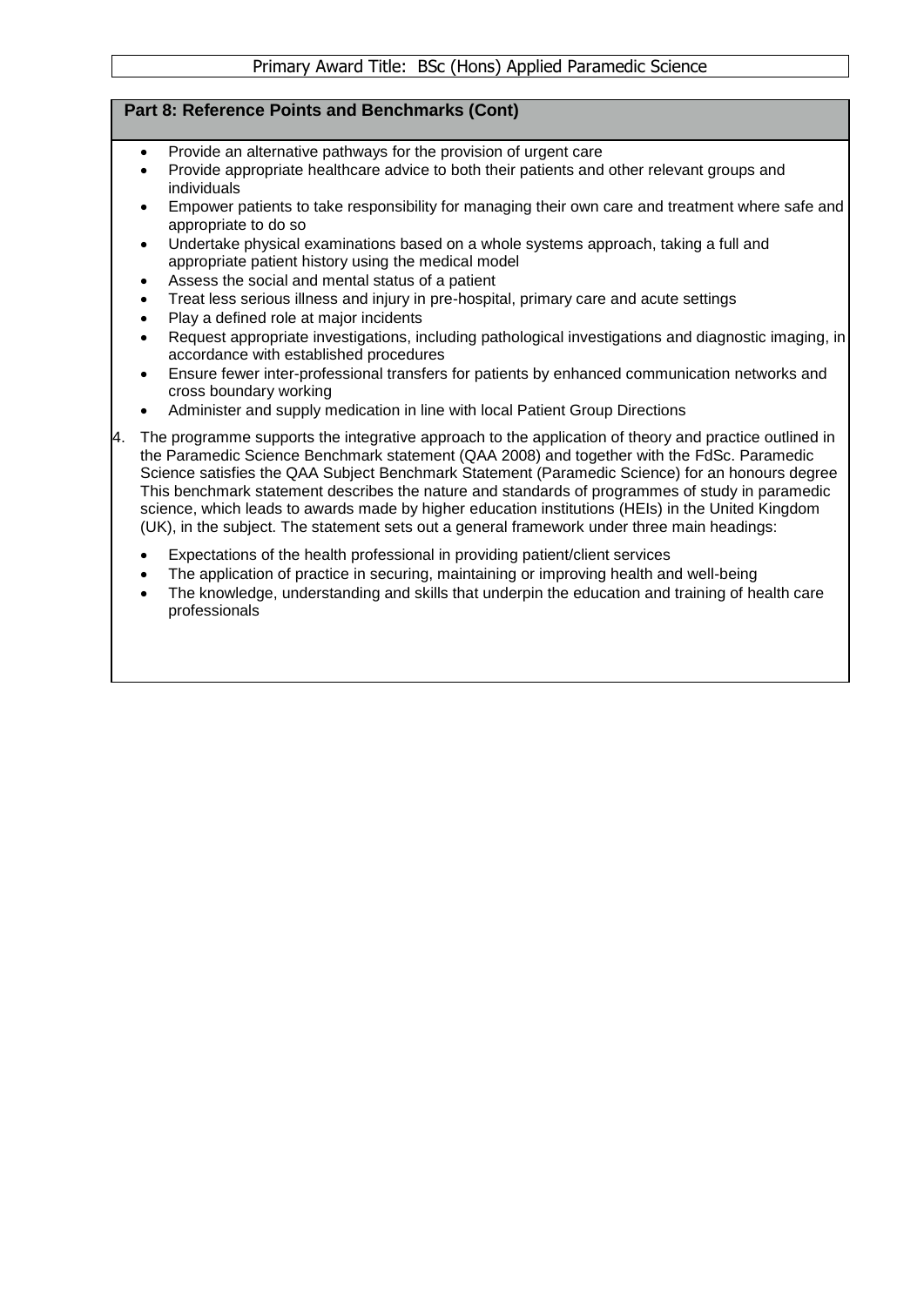## Part 8: Reference Points and Benchmarks (Cont)

- Provide an alternative pathways for the provision of urgent care
- Provide appropriate healthcare advice to both their patients and other relevant groups and individuals
- Empower patients to take responsibility for managing their own care and treatment where safe and appropriate to do so
- Undertake physical examinations based on a whole systems approach, taking a full and appropriate patient history using the medical model
- Assess the social and mental status of a patient
- Treat less serious illness and injury in pre-hospital, primary care and acute settings
- Play a defined role at major incidents
- Request appropriate investigations, including pathological investigations and diagnostic imaging, in accordance with established procedures
- Ensure fewer inter-professional transfers for patients by enhanced communication networks and cross boundary working
- Administer and supply medication in line with local Patient Group Directions

4. The programme supports the integrative approach to the application of theory and practice outlined in the Paramedic Science Benchmark statement (QAA 2008) and together with the FdSc. Paramedic Science satisfies the QAA Subject Benchmark Statement (Paramedic Science) for an honours degree This benchmark statement describes the nature and standards of programmes of study in paramedic science, which leads to awards made by higher education institutions (HEIs) in the United Kingdom (UK), in the subject. The statement sets out a general framework under three main headings:

   - Expectations of the health professional in providing patient/client services
   - The application of practice in securing, maintaining or improving health and well-being
   - The knowledge, understanding and skills that underpin the education and training of health care professionals